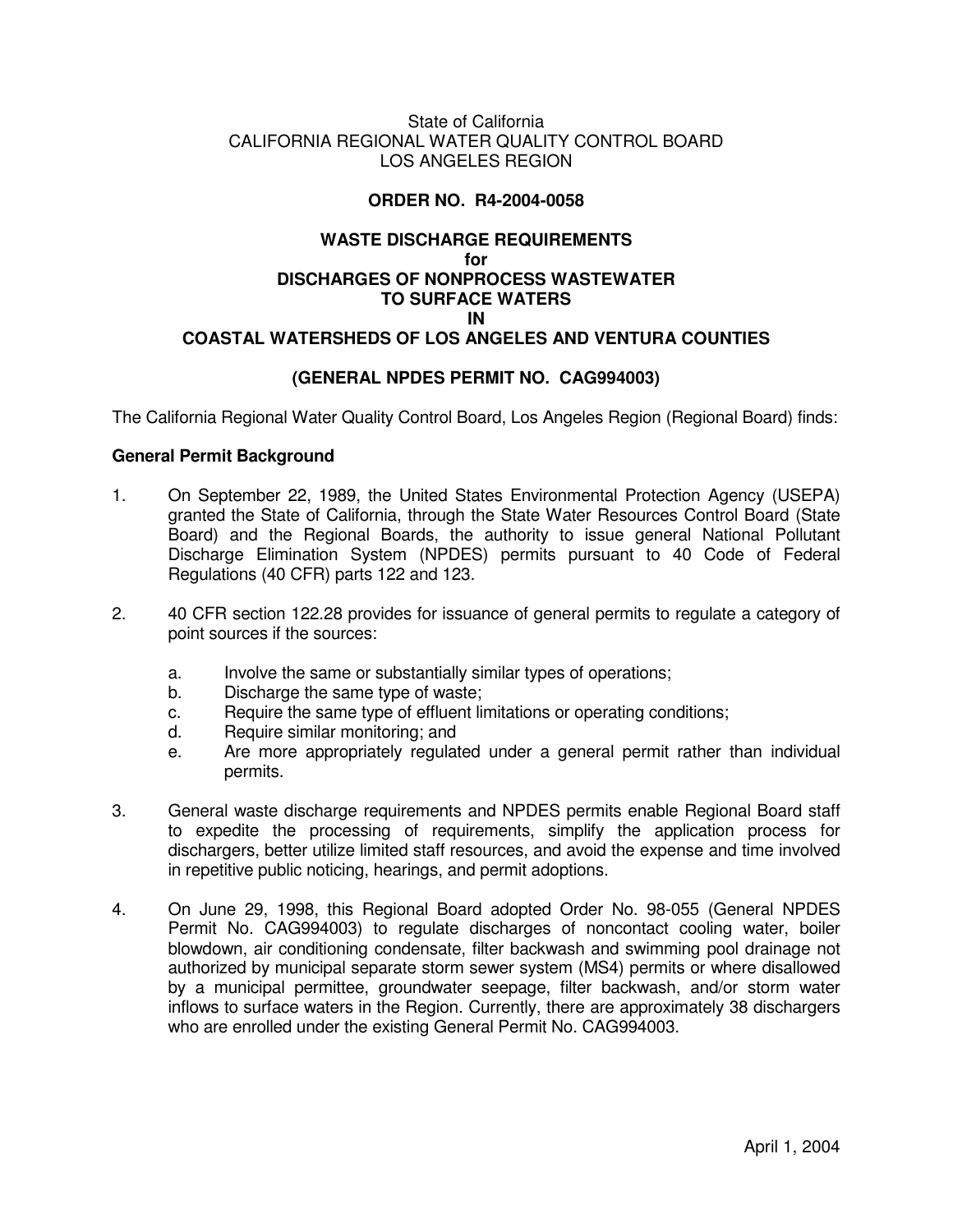State of California
CALIFORNIA REGIONAL WATER QUALITY CONTROL BOARD
LOS ANGELES REGION

**ORDER NO. R4-2004-0058**

**WASTE DISCHARGE REQUIREMENTS**
**for**
**DISCHARGES OF NONPROCESS WASTEWATER**
**TO SURFACE WATERS**
**IN**
**COASTAL WATERSHEDS OF LOS ANGELES AND VENTURA COUNTIES**

**(GENERAL NPDES PERMIT NO. CAG994003)**

The California Regional Water Quality Control Board, Los Angeles Region (Regional Board) finds:

**General Permit Background**

1. On September 22, 1989, the United States Environmental Protection Agency (USEPA) granted the State of California, through the State Water Resources Control Board (State Board) and the Regional Boards, the authority to issue general National Pollutant Discharge Elimination System (NPDES) permits pursuant to 40 Code of Federal Regulations (40 CFR) parts 122 and 123.

2. 40 CFR section 122.28 provides for issuance of general permits to regulate a category of point sources if the sources:

   a. Involve the same or substantially similar types of operations;
   b. Discharge the same type of waste;
   c. Require the same type of effluent limitations or operating conditions;
   d. Require similar monitoring; and
   e. Are more appropriately regulated under a general permit rather than individual permits.

3. General waste discharge requirements and NPDES permits enable Regional Board staff to expedite the processing of requirements, simplify the application process for dischargers, better utilize limited staff resources, and avoid the expense and time involved in repetitive public noticing, hearings, and permit adoptions.

4. On June 29, 1998, this Regional Board adopted Order No. 98-055 (General NPDES Permit No. CAG994003) to regulate discharges of noncontact cooling water, boiler blowdown, air conditioning condensate, filter backwash and swimming pool drainage not authorized by municipal separate storm sewer system (MS4) permits or where disallowed by a municipal permittee, groundwater seepage, filter backwash, and/or storm water inflows to surface waters in the Region. Currently, there are approximately 38 dischargers who are enrolled under the existing General Permit No. CAG994003.

April 1, 2004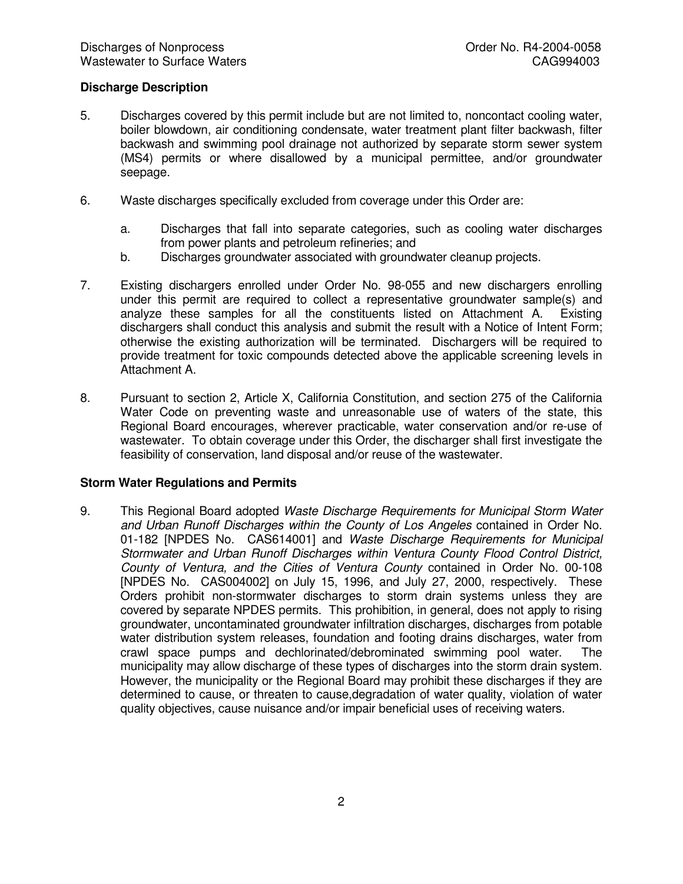## Discharge Description

5. Discharges covered by this permit include but are not limited to, noncontact cooling water, boiler blowdown, air conditioning condensate, water treatment plant filter backwash, filter backwash and swimming pool drainage not authorized by separate storm sewer system (MS4) permits or where disallowed by a municipal permittee, and/or groundwater seepage.

6. Waste discharges specifically excluded from coverage under this Order are:

   a. Discharges that fall into separate categories, such as cooling water discharges from power plants and petroleum refineries; and
   b. Discharges groundwater associated with groundwater cleanup projects.

7. Existing dischargers enrolled under Order No. 98-055 and new dischargers enrolling under this permit are required to collect a representative groundwater sample(s) and analyze these samples for all the constituents listed on Attachment A. Existing dischargers shall conduct this analysis and submit the result with a Notice of Intent Form; otherwise the existing authorization will be terminated. Dischargers will be required to provide treatment for toxic compounds detected above the applicable screening levels in Attachment A.

8. Pursuant to section 2, Article X, California Constitution, and section 275 of the California Water Code on preventing waste and unreasonable use of waters of the state, this Regional Board encourages, wherever practicable, water conservation and/or re-use of wastewater. To obtain coverage under this Order, the discharger shall first investigate the feasibility of conservation, land disposal and/or reuse of the wastewater.

## Storm Water Regulations and Permits

9. This Regional Board adopted *Waste Discharge Requirements for Municipal Storm Water and Urban Runoff Discharges within the County of Los Angeles* contained in Order No. 01-182 [NPDES No. CAS614001] and *Waste Discharge Requirements for Municipal Stormwater and Urban Runoff Discharges within Ventura County Flood Control District, County of Ventura, and the Cities of Ventura County* contained in Order No. 00-108 [NPDES No. CAS004002] on July 15, 1996, and July 27, 2000, respectively. These Orders prohibit non-stormwater discharges to storm drain systems unless they are covered by separate NPDES permits. This prohibition, in general, does not apply to rising groundwater, uncontaminated groundwater infiltration discharges, discharges from potable water distribution system releases, foundation and footing drains discharges, water from crawl space pumps and dechlorinated/debrominated swimming pool water. The municipality may allow discharge of these types of discharges into the storm drain system. However, the municipality or the Regional Board may prohibit these discharges if they are determined to cause, or threaten to cause,degradation of water quality, violation of water quality objectives, cause nuisance and/or impair beneficial uses of receiving waters.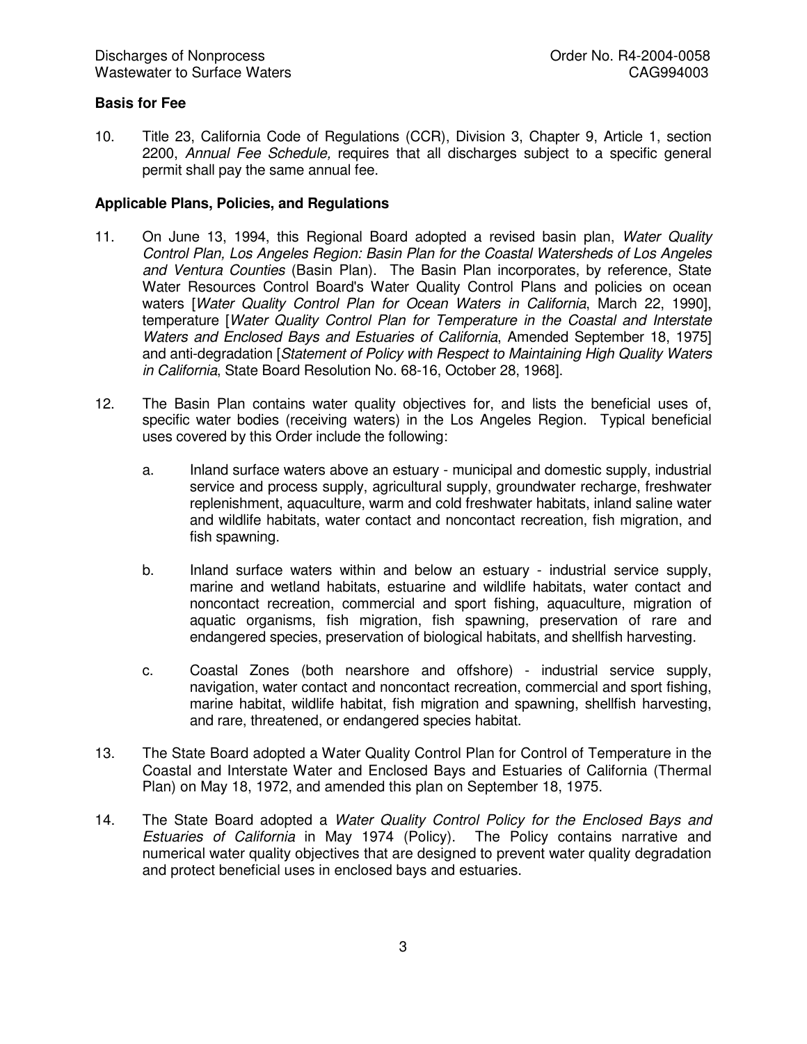**Basis for Fee**

10. Title 23, California Code of Regulations (CCR), Division 3, Chapter 9, Article 1, section 2200, *Annual Fee Schedule,* requires that all discharges subject to a specific general permit shall pay the same annual fee.

**Applicable Plans, Policies, and Regulations**

11. On June 13, 1994, this Regional Board adopted a revised basin plan, *Water Quality Control Plan, Los Angeles Region: Basin Plan for the Coastal Watersheds of Los Angeles and Ventura Counties* (Basin Plan). The Basin Plan incorporates, by reference, State Water Resources Control Board's Water Quality Control Plans and policies on ocean waters [*Water Quality Control Plan for Ocean Waters in California*, March 22, 1990], temperature [*Water Quality Control Plan for Temperature in the Coastal and Interstate Waters and Enclosed Bays and Estuaries of California*, Amended September 18, 1975] and anti-degradation [*Statement of Policy with Respect to Maintaining High Quality Waters in California*, State Board Resolution No. 68-16, October 28, 1968].

12. The Basin Plan contains water quality objectives for, and lists the beneficial uses of, specific water bodies (receiving waters) in the Los Angeles Region. Typical beneficial uses covered by this Order include the following:

    a. Inland surface waters above an estuary - municipal and domestic supply, industrial service and process supply, agricultural supply, groundwater recharge, freshwater replenishment, aquaculture, warm and cold freshwater habitats, inland saline water and wildlife habitats, water contact and noncontact recreation, fish migration, and fish spawning.

    b. Inland surface waters within and below an estuary - industrial service supply, marine and wetland habitats, estuarine and wildlife habitats, water contact and noncontact recreation, commercial and sport fishing, aquaculture, migration of aquatic organisms, fish migration, fish spawning, preservation of rare and endangered species, preservation of biological habitats, and shellfish harvesting.

    c. Coastal Zones (both nearshore and offshore) - industrial service supply, navigation, water contact and noncontact recreation, commercial and sport fishing, marine habitat, wildlife habitat, fish migration and spawning, shellfish harvesting, and rare, threatened, or endangered species habitat.

13. The State Board adopted a Water Quality Control Plan for Control of Temperature in the Coastal and Interstate Water and Enclosed Bays and Estuaries of California (Thermal Plan) on May 18, 1972, and amended this plan on September 18, 1975.

14. The State Board adopted a *Water Quality Control Policy for the Enclosed Bays and Estuaries of California* in May 1974 (Policy). The Policy contains narrative and numerical water quality objectives that are designed to prevent water quality degradation and protect beneficial uses in enclosed bays and estuaries.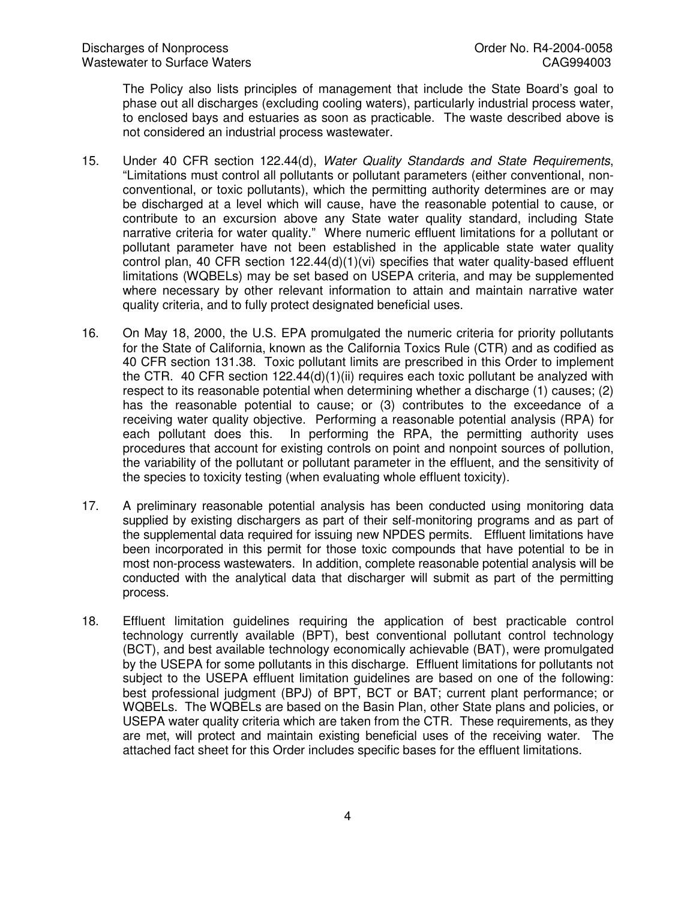The Policy also lists principles of management that include the State Board's goal to phase out all discharges (excluding cooling waters), particularly industrial process water, to enclosed bays and estuaries as soon as practicable. The waste described above is not considered an industrial process wastewater.

15. Under 40 CFR section 122.44(d), *Water Quality Standards and State Requirements*, "Limitations must control all pollutants or pollutant parameters (either conventional, non-conventional, or toxic pollutants), which the permitting authority determines are or may be discharged at a level which will cause, have the reasonable potential to cause, or contribute to an excursion above any State water quality standard, including State narrative criteria for water quality." Where numeric effluent limitations for a pollutant or pollutant parameter have not been established in the applicable state water quality control plan, 40 CFR section 122.44(d)(1)(vi) specifies that water quality-based effluent limitations (WQBELs) may be set based on USEPA criteria, and may be supplemented where necessary by other relevant information to attain and maintain narrative water quality criteria, and to fully protect designated beneficial uses.

16. On May 18, 2000, the U.S. EPA promulgated the numeric criteria for priority pollutants for the State of California, known as the California Toxics Rule (CTR) and as codified as 40 CFR section 131.38. Toxic pollutant limits are prescribed in this Order to implement the CTR. 40 CFR section 122.44(d)(1)(ii) requires each toxic pollutant be analyzed with respect to its reasonable potential when determining whether a discharge (1) causes; (2) has the reasonable potential to cause; or (3) contributes to the exceedance of a receiving water quality objective. Performing a reasonable potential analysis (RPA) for each pollutant does this. In performing the RPA, the permitting authority uses procedures that account for existing controls on point and nonpoint sources of pollution, the variability of the pollutant or pollutant parameter in the effluent, and the sensitivity of the species to toxicity testing (when evaluating whole effluent toxicity).

17. A preliminary reasonable potential analysis has been conducted using monitoring data supplied by existing dischargers as part of their self-monitoring programs and as part of the supplemental data required for issuing new NPDES permits. Effluent limitations have been incorporated in this permit for those toxic compounds that have potential to be in most non-process wastewaters. In addition, complete reasonable potential analysis will be conducted with the analytical data that discharger will submit as part of the permitting process.

18. Effluent limitation guidelines requiring the application of best practicable control technology currently available (BPT), best conventional pollutant control technology (BCT), and best available technology economically achievable (BAT), were promulgated by the USEPA for some pollutants in this discharge. Effluent limitations for pollutants not subject to the USEPA effluent limitation guidelines are based on one of the following: best professional judgment (BPJ) of BPT, BCT or BAT; current plant performance; or WQBELs. The WQBELs are based on the Basin Plan, other State plans and policies, or USEPA water quality criteria which are taken from the CTR. These requirements, as they are met, will protect and maintain existing beneficial uses of the receiving water. The attached fact sheet for this Order includes specific bases for the effluent limitations.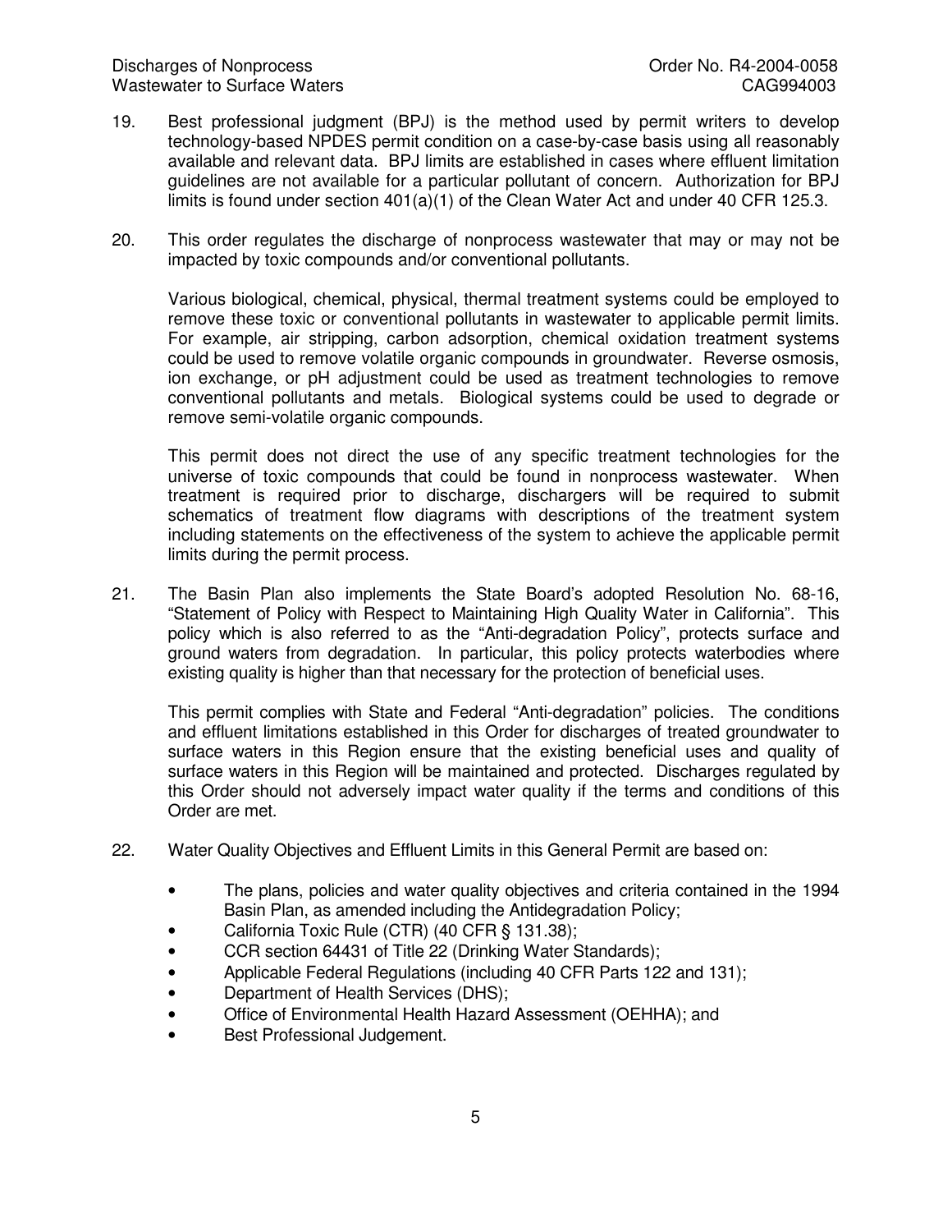19. Best professional judgment (BPJ) is the method used by permit writers to develop technology-based NPDES permit condition on a case-by-case basis using all reasonably available and relevant data. BPJ limits are established in cases where effluent limitation guidelines are not available for a particular pollutant of concern. Authorization for BPJ limits is found under section 401(a)(1) of the Clean Water Act and under 40 CFR 125.3.

20. This order regulates the discharge of nonprocess wastewater that may or may not be impacted by toxic compounds and/or conventional pollutants.

    Various biological, chemical, physical, thermal treatment systems could be employed to remove these toxic or conventional pollutants in wastewater to applicable permit limits. For example, air stripping, carbon adsorption, chemical oxidation treatment systems could be used to remove volatile organic compounds in groundwater. Reverse osmosis, ion exchange, or pH adjustment could be used as treatment technologies to remove conventional pollutants and metals. Biological systems could be used to degrade or remove semi-volatile organic compounds.

    This permit does not direct the use of any specific treatment technologies for the universe of toxic compounds that could be found in nonprocess wastewater. When treatment is required prior to discharge, dischargers will be required to submit schematics of treatment flow diagrams with descriptions of the treatment system including statements on the effectiveness of the system to achieve the applicable permit limits during the permit process.

21. The Basin Plan also implements the State Board's adopted Resolution No. 68-16, "Statement of Policy with Respect to Maintaining High Quality Water in California". This policy which is also referred to as the "Anti-degradation Policy", protects surface and ground waters from degradation. In particular, this policy protects waterbodies where existing quality is higher than that necessary for the protection of beneficial uses.

    This permit complies with State and Federal "Anti-degradation" policies. The conditions and effluent limitations established in this Order for discharges of treated groundwater to surface waters in this Region ensure that the existing beneficial uses and quality of surface waters in this Region will be maintained and protected. Discharges regulated by this Order should not adversely impact water quality if the terms and conditions of this Order are met.

22. Water Quality Objectives and Effluent Limits in this General Permit are based on:

    - The plans, policies and water quality objectives and criteria contained in the 1994 Basin Plan, as amended including the Antidegradation Policy;
    - California Toxic Rule (CTR) (40 CFR § 131.38);
    - CCR section 64431 of Title 22 (Drinking Water Standards);
    - Applicable Federal Regulations (including 40 CFR Parts 122 and 131);
    - Department of Health Services (DHS);
    - Office of Environmental Health Hazard Assessment (OEHHA); and
    - Best Professional Judgement.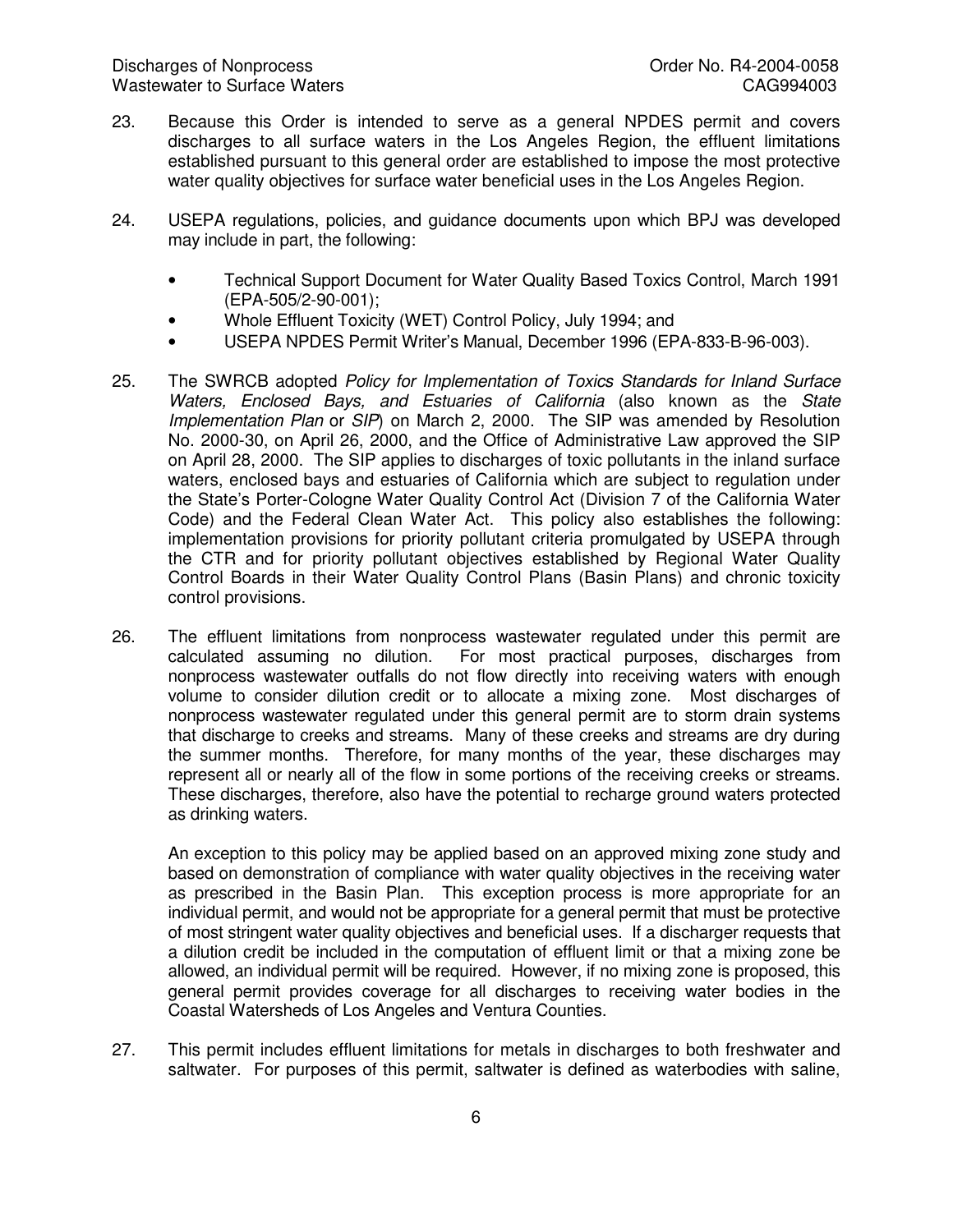23. Because this Order is intended to serve as a general NPDES permit and covers discharges to all surface waters in the Los Angeles Region, the effluent limitations established pursuant to this general order are established to impose the most protective water quality objectives for surface water beneficial uses in the Los Angeles Region.

24. USEPA regulations, policies, and guidance documents upon which BPJ was developed may include in part, the following:

    - Technical Support Document for Water Quality Based Toxics Control, March 1991 (EPA-505/2-90-001);
    - Whole Effluent Toxicity (WET) Control Policy, July 1994; and
    - USEPA NPDES Permit Writer's Manual, December 1996 (EPA-833-B-96-003).

25. The SWRCB adopted *Policy for Implementation of Toxics Standards for Inland Surface Waters, Enclosed Bays, and Estuaries of California* (also known as the *State Implementation Plan* or *SIP*) on March 2, 2000. The SIP was amended by Resolution No. 2000-30, on April 26, 2000, and the Office of Administrative Law approved the SIP on April 28, 2000. The SIP applies to discharges of toxic pollutants in the inland surface waters, enclosed bays and estuaries of California which are subject to regulation under the State's Porter-Cologne Water Quality Control Act (Division 7 of the California Water Code) and the Federal Clean Water Act. This policy also establishes the following: implementation provisions for priority pollutant criteria promulgated by USEPA through the CTR and for priority pollutant objectives established by Regional Water Quality Control Boards in their Water Quality Control Plans (Basin Plans) and chronic toxicity control provisions.

26. The effluent limitations from nonprocess wastewater regulated under this permit are calculated assuming no dilution. For most practical purposes, discharges from nonprocess wastewater outfalls do not flow directly into receiving waters with enough volume to consider dilution credit or to allocate a mixing zone. Most discharges of nonprocess wastewater regulated under this general permit are to storm drain systems that discharge to creeks and streams. Many of these creeks and streams are dry during the summer months. Therefore, for many months of the year, these discharges may represent all or nearly all of the flow in some portions of the receiving creeks or streams. These discharges, therefore, also have the potential to recharge ground waters protected as drinking waters.

    An exception to this policy may be applied based on an approved mixing zone study and based on demonstration of compliance with water quality objectives in the receiving water as prescribed in the Basin Plan. This exception process is more appropriate for an individual permit, and would not be appropriate for a general permit that must be protective of most stringent water quality objectives and beneficial uses. If a discharger requests that a dilution credit be included in the computation of effluent limit or that a mixing zone be allowed, an individual permit will be required. However, if no mixing zone is proposed, this general permit provides coverage for all discharges to receiving water bodies in the Coastal Watersheds of Los Angeles and Ventura Counties.

27. This permit includes effluent limitations for metals in discharges to both freshwater and saltwater. For purposes of this permit, saltwater is defined as waterbodies with saline,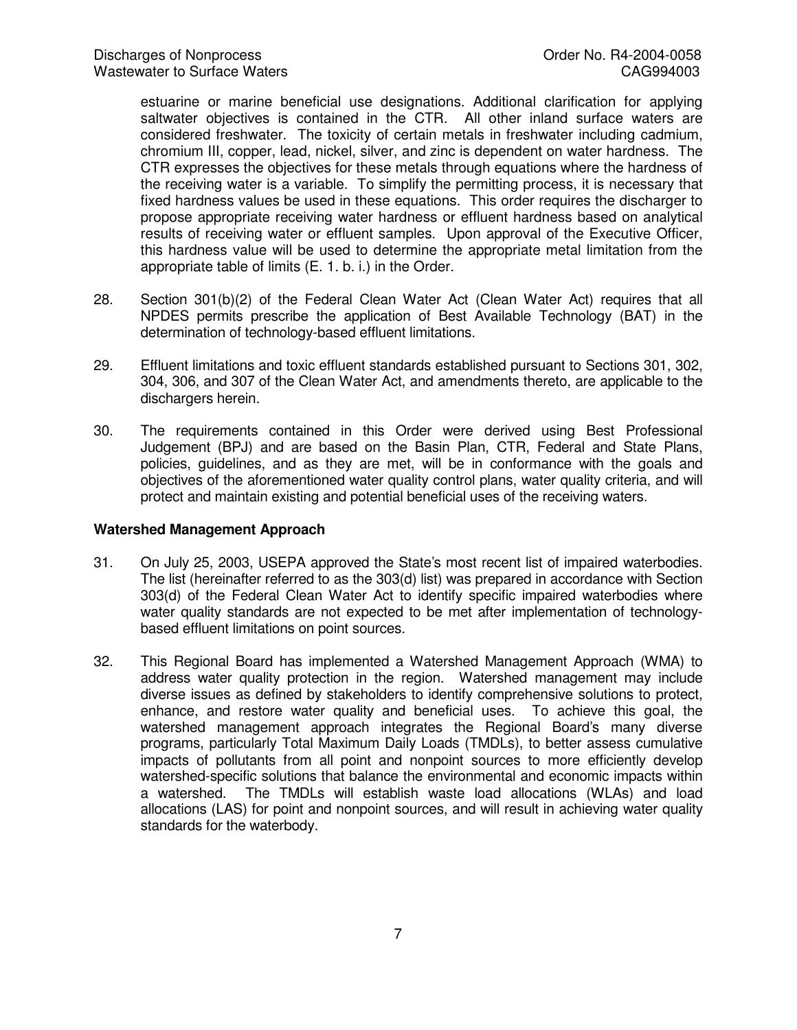estuarine or marine beneficial use designations. Additional clarification for applying saltwater objectives is contained in the CTR. All other inland surface waters are considered freshwater. The toxicity of certain metals in freshwater including cadmium, chromium III, copper, lead, nickel, silver, and zinc is dependent on water hardness. The CTR expresses the objectives for these metals through equations where the hardness of the receiving water is a variable. To simplify the permitting process, it is necessary that fixed hardness values be used in these equations. This order requires the discharger to propose appropriate receiving water hardness or effluent hardness based on analytical results of receiving water or effluent samples. Upon approval of the Executive Officer, this hardness value will be used to determine the appropriate metal limitation from the appropriate table of limits (E. 1. b. i.) in the Order.

28. Section 301(b)(2) of the Federal Clean Water Act (Clean Water Act) requires that all NPDES permits prescribe the application of Best Available Technology (BAT) in the determination of technology-based effluent limitations.

29. Effluent limitations and toxic effluent standards established pursuant to Sections 301, 302, 304, 306, and 307 of the Clean Water Act, and amendments thereto, are applicable to the dischargers herein.

30. The requirements contained in this Order were derived using Best Professional Judgement (BPJ) and are based on the Basin Plan, CTR, Federal and State Plans, policies, guidelines, and as they are met, will be in conformance with the goals and objectives of the aforementioned water quality control plans, water quality criteria, and will protect and maintain existing and potential beneficial uses of the receiving waters.

**Watershed Management Approach**

31. On July 25, 2003, USEPA approved the State's most recent list of impaired waterbodies. The list (hereinafter referred to as the 303(d) list) was prepared in accordance with Section 303(d) of the Federal Clean Water Act to identify specific impaired waterbodies where water quality standards are not expected to be met after implementation of technology-based effluent limitations on point sources.

32. This Regional Board has implemented a Watershed Management Approach (WMA) to address water quality protection in the region. Watershed management may include diverse issues as defined by stakeholders to identify comprehensive solutions to protect, enhance, and restore water quality and beneficial uses. To achieve this goal, the watershed management approach integrates the Regional Board's many diverse programs, particularly Total Maximum Daily Loads (TMDLs), to better assess cumulative impacts of pollutants from all point and nonpoint sources to more efficiently develop watershed-specific solutions that balance the environmental and economic impacts within a watershed. The TMDLs will establish waste load allocations (WLAs) and load allocations (LAS) for point and nonpoint sources, and will result in achieving water quality standards for the waterbody.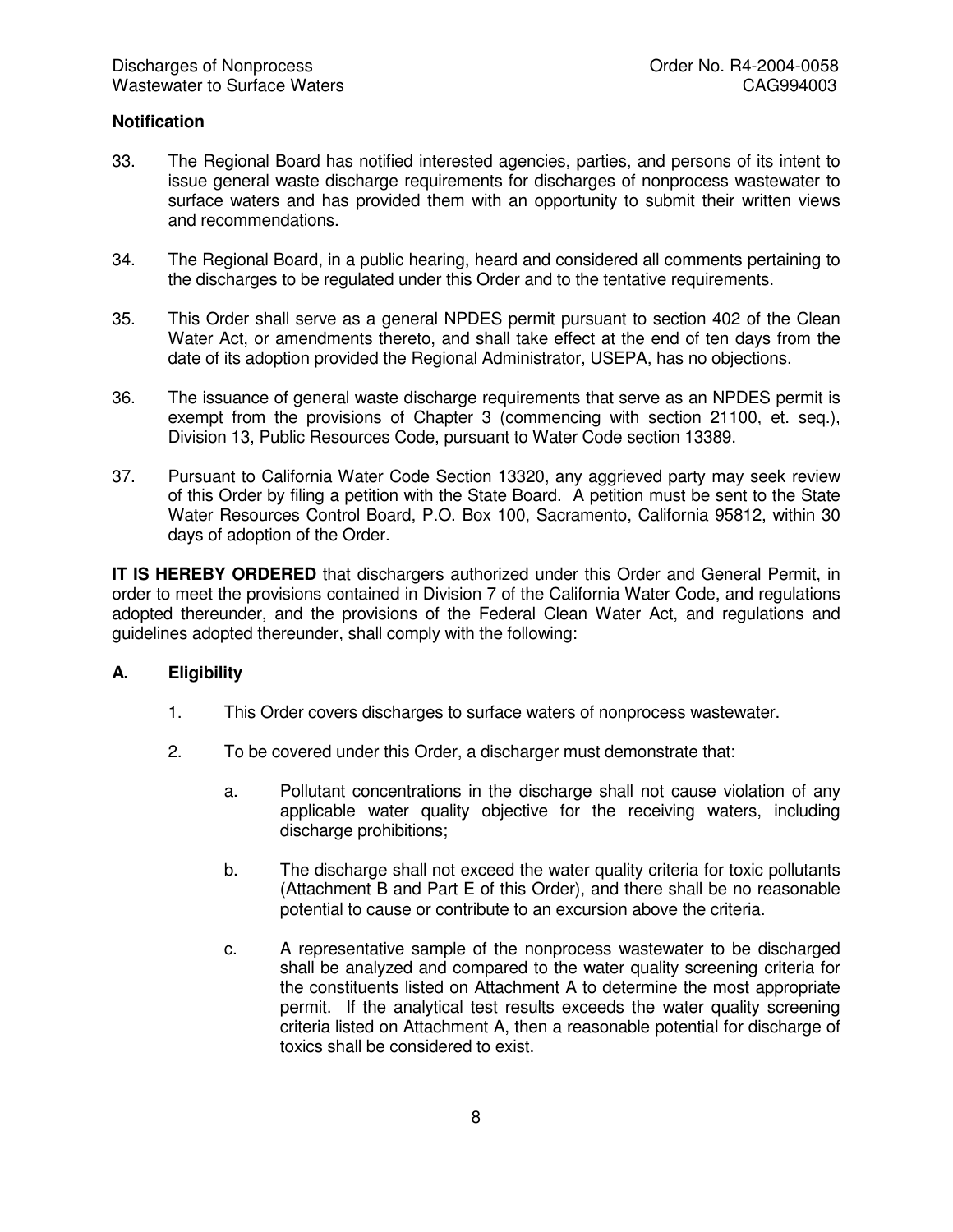**Notification**

33. The Regional Board has notified interested agencies, parties, and persons of its intent to issue general waste discharge requirements for discharges of nonprocess wastewater to surface waters and has provided them with an opportunity to submit their written views and recommendations.

34. The Regional Board, in a public hearing, heard and considered all comments pertaining to the discharges to be regulated under this Order and to the tentative requirements.

35. This Order shall serve as a general NPDES permit pursuant to section 402 of the Clean Water Act, or amendments thereto, and shall take effect at the end of ten days from the date of its adoption provided the Regional Administrator, USEPA, has no objections.

36. The issuance of general waste discharge requirements that serve as an NPDES permit is exempt from the provisions of Chapter 3 (commencing with section 21100, et. seq.), Division 13, Public Resources Code, pursuant to Water Code section 13389.

37. Pursuant to California Water Code Section 13320, any aggrieved party may seek review of this Order by filing a petition with the State Board. A petition must be sent to the State Water Resources Control Board, P.O. Box 100, Sacramento, California 95812, within 30 days of adoption of the Order.

**IT IS HEREBY ORDERED** that dischargers authorized under this Order and General Permit, in order to meet the provisions contained in Division 7 of the California Water Code, and regulations adopted thereunder, and the provisions of the Federal Clean Water Act, and regulations and guidelines adopted thereunder, shall comply with the following:

## A. Eligibility

1. This Order covers discharges to surface waters of nonprocess wastewater.

2. To be covered under this Order, a discharger must demonstrate that:

   a. Pollutant concentrations in the discharge shall not cause violation of any applicable water quality objective for the receiving waters, including discharge prohibitions;

   b. The discharge shall not exceed the water quality criteria for toxic pollutants (Attachment B and Part E of this Order), and there shall be no reasonable potential to cause or contribute to an excursion above the criteria.

   c. A representative sample of the nonprocess wastewater to be discharged shall be analyzed and compared to the water quality screening criteria for the constituents listed on Attachment A to determine the most appropriate permit. If the analytical test results exceeds the water quality screening criteria listed on Attachment A, then a reasonable potential for discharge of toxics shall be considered to exist.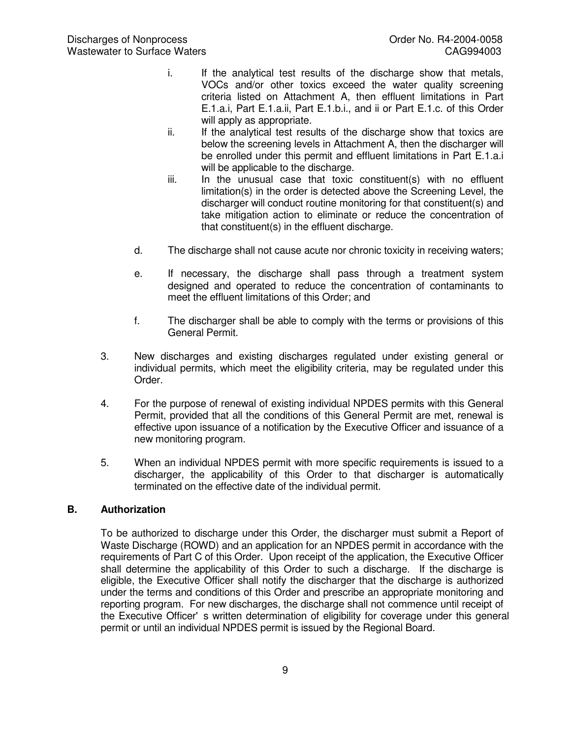i. If the analytical test results of the discharge show that metals, VOCs and/or other toxics exceed the water quality screening criteria listed on Attachment A, then effluent limitations in Part E.1.a.i, Part E.1.a.ii, Part E.1.b.i., and ii or Part E.1.c. of this Order will apply as appropriate.

ii. If the analytical test results of the discharge show that toxics are below the screening levels in Attachment A, then the discharger will be enrolled under this permit and effluent limitations in Part E.1.a.i will be applicable to the discharge.

iii. In the unusual case that toxic constituent(s) with no effluent limitation(s) in the order is detected above the Screening Level, the discharger will conduct routine monitoring for that constituent(s) and take mitigation action to eliminate or reduce the concentration of that constituent(s) in the effluent discharge.

d. The discharge shall not cause acute nor chronic toxicity in receiving waters;

e. If necessary, the discharge shall pass through a treatment system designed and operated to reduce the concentration of contaminants to meet the effluent limitations of this Order; and

f. The discharger shall be able to comply with the terms or provisions of this General Permit.

3. New discharges and existing discharges regulated under existing general or individual permits, which meet the eligibility criteria, may be regulated under this Order.

4. For the purpose of renewal of existing individual NPDES permits with this General Permit, provided that all the conditions of this General Permit are met, renewal is effective upon issuance of a notification by the Executive Officer and issuance of a new monitoring program.

5. When an individual NPDES permit with more specific requirements is issued to a discharger, the applicability of this Order to that discharger is automatically terminated on the effective date of the individual permit.

## B. Authorization

To be authorized to discharge under this Order, the discharger must submit a Report of Waste Discharge (ROWD) and an application for an NPDES permit in accordance with the requirements of Part C of this Order. Upon receipt of the application, the Executive Officer shall determine the applicability of this Order to such a discharge. If the discharge is eligible, the Executive Officer shall notify the discharger that the discharge is authorized under the terms and conditions of this Order and prescribe an appropriate monitoring and reporting program. For new discharges, the discharge shall not commence until receipt of the Executive Officer's written determination of eligibility for coverage under this general permit or until an individual NPDES permit is issued by the Regional Board.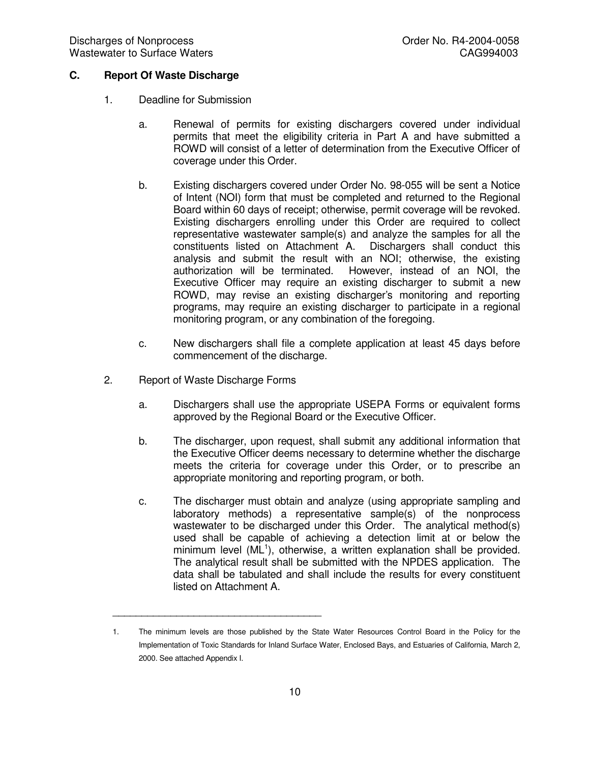## C. Report Of Waste Discharge

1. Deadline for Submission

   a. Renewal of permits for existing dischargers covered under individual permits that meet the eligibility criteria in Part A and have submitted a ROWD will consist of a letter of determination from the Executive Officer of coverage under this Order.

   b. Existing dischargers covered under Order No. 98-055 will be sent a Notice of Intent (NOI) form that must be completed and returned to the Regional Board within 60 days of receipt; otherwise, permit coverage will be revoked. Existing dischargers enrolling under this Order are required to collect representative wastewater sample(s) and analyze the samples for all the constituents listed on Attachment A. Dischargers shall conduct this analysis and submit the result with an NOI; otherwise, the existing authorization will be terminated. However, instead of an NOI, the Executive Officer may require an existing discharger to submit a new ROWD, may revise an existing discharger's monitoring and reporting programs, may require an existing discharger to participate in a regional monitoring program, or any combination of the foregoing.

   c. New dischargers shall file a complete application at least 45 days before commencement of the discharge.

2. Report of Waste Discharge Forms

   a. Dischargers shall use the appropriate USEPA Forms or equivalent forms approved by the Regional Board or the Executive Officer.

   b. The discharger, upon request, shall submit any additional information that the Executive Officer deems necessary to determine whether the discharge meets the criteria for coverage under this Order, or to prescribe an appropriate monitoring and reporting program, or both.

   c. The discharger must obtain and analyze (using appropriate sampling and laboratory methods) a representative sample(s) of the nonprocess wastewater to be discharged under this Order. The analytical method(s) used shall be capable of achieving a detection limit at or below the minimum level (ML[1]), otherwise, a written explanation shall be provided. The analytical result shall be submitted with the NPDES application. The data shall be tabulated and shall include the results for every constituent listed on Attachment A.

---

1. The minimum levels are those published by the State Water Resources Control Board in the Policy for the Implementation of Toxic Standards for Inland Surface Water, Enclosed Bays, and Estuaries of California, March 2, 2000. See attached Appendix I.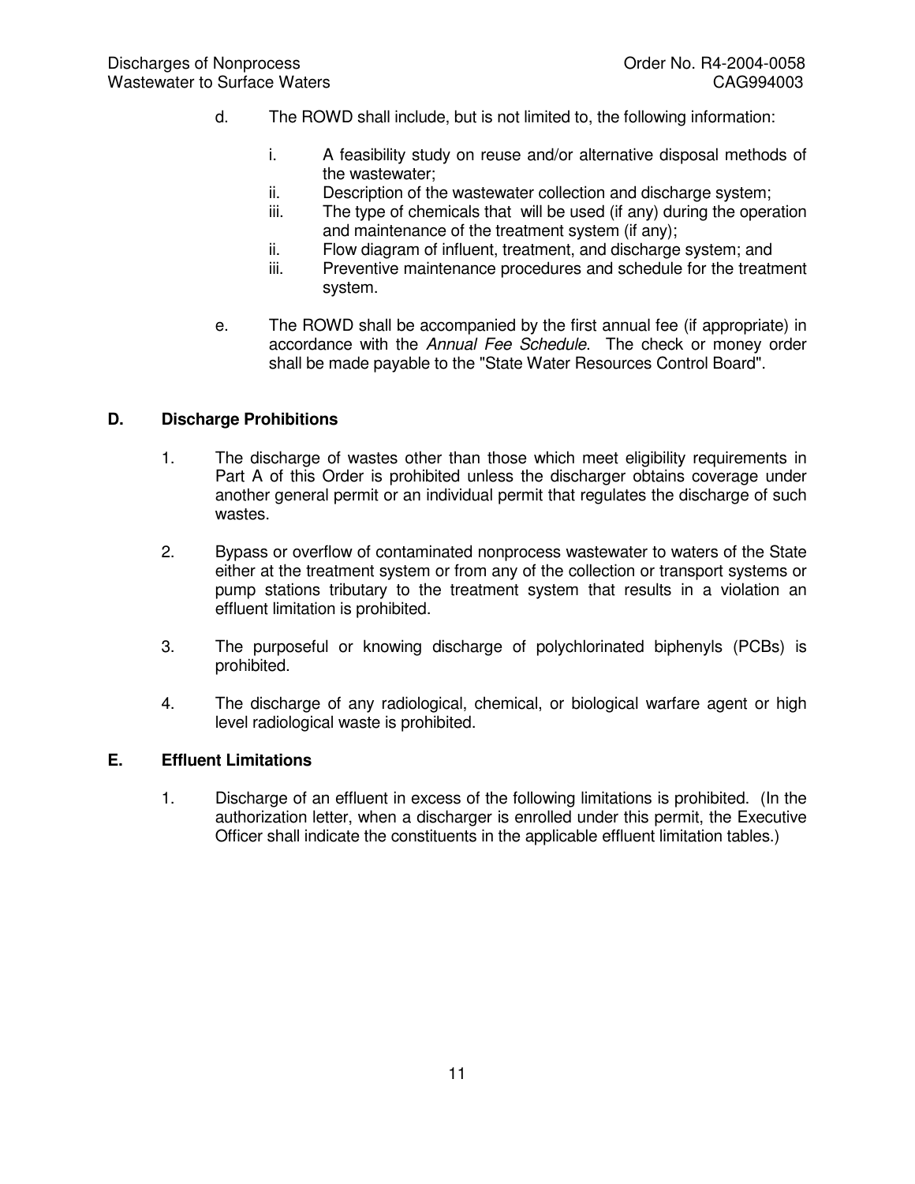d. The ROWD shall include, but is not limited to, the following information:

   i. A feasibility study on reuse and/or alternative disposal methods of the wastewater;
   ii. Description of the wastewater collection and discharge system;
   iii. The type of chemicals that will be used (if any) during the operation and maintenance of the treatment system (if any);
   ii. Flow diagram of influent, treatment, and discharge system; and
   iii. Preventive maintenance procedures and schedule for the treatment system.

e. The ROWD shall be accompanied by the first annual fee (if appropriate) in accordance with the *Annual Fee Schedule*. The check or money order shall be made payable to the "State Water Resources Control Board".

## D. Discharge Prohibitions

1. The discharge of wastes other than those which meet eligibility requirements in Part A of this Order is prohibited unless the discharger obtains coverage under another general permit or an individual permit that regulates the discharge of such wastes.

2. Bypass or overflow of contaminated nonprocess wastewater to waters of the State either at the treatment system or from any of the collection or transport systems or pump stations tributary to the treatment system that results in a violation an effluent limitation is prohibited.

3. The purposeful or knowing discharge of polychlorinated biphenyls (PCBs) is prohibited.

4. The discharge of any radiological, chemical, or biological warfare agent or high level radiological waste is prohibited.

## E. Effluent Limitations

1. Discharge of an effluent in excess of the following limitations is prohibited. (In the authorization letter, when a discharger is enrolled under this permit, the Executive Officer shall indicate the constituents in the applicable effluent limitation tables.)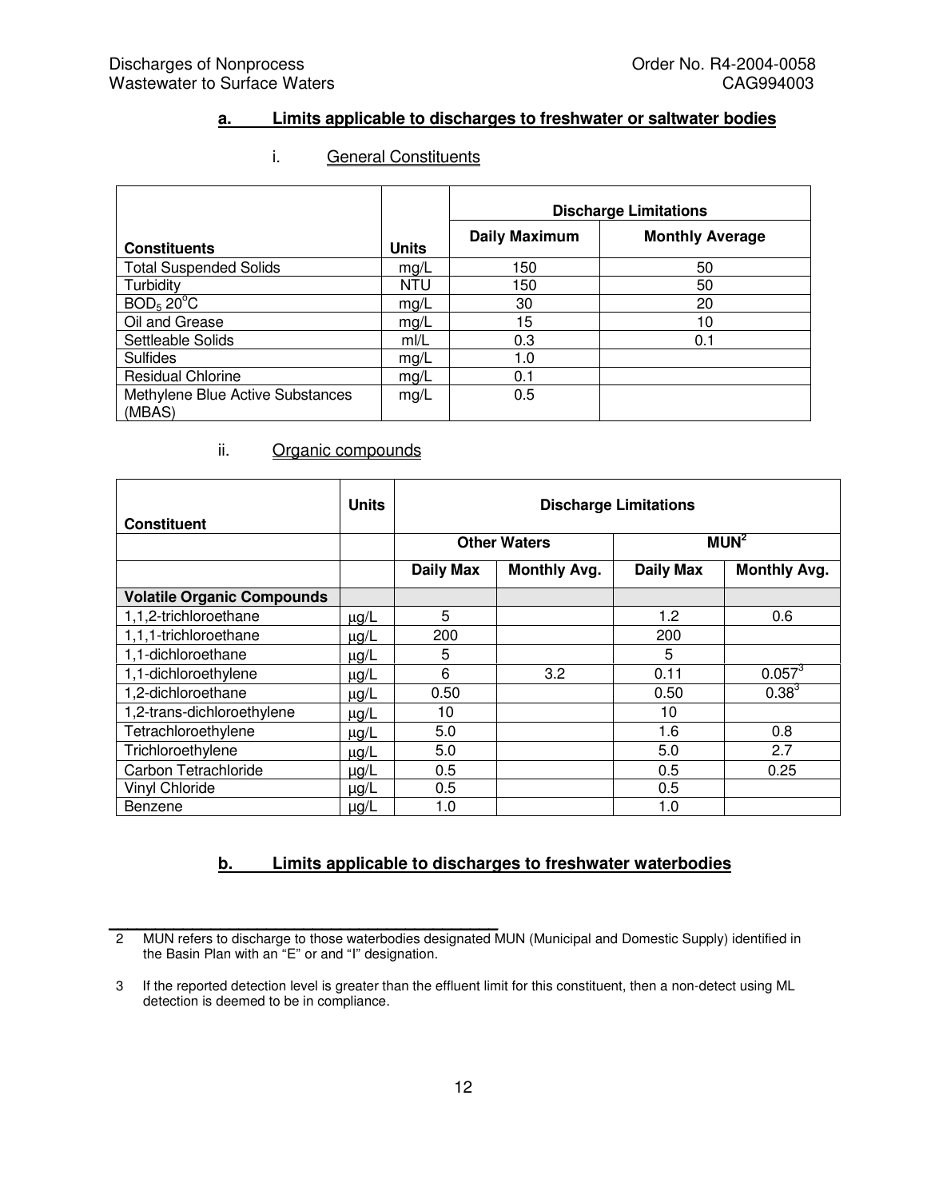### a. Limits applicable to discharges to freshwater or saltwater bodies

#### i. General Constituents

| Constituents | Units | Discharge Limitations | |
|---|---|---|---|
| | | Daily Maximum | Monthly Average |
| Total Suspended Solids | mg/L | 150 | 50 |
| Turbidity | NTU | 150 | 50 |
| $BOD_5$ 20°C | mg/L | 30 | 20 |
| Oil and Grease | mg/L | 15 | 10 |
| Settleable Solids | ml/L | 0.3 | 0.1 |
| Sulfides | mg/L | 1.0 | |
| Residual Chlorine | mg/L | 0.1 | |
| Methylene Blue Active Substances (MBAS) | mg/L | 0.5 | |

#### ii. Organic compounds

| Constituent | Units | Discharge Limitations | | | |
|---|---|---|---|---|---|
| | | Other Waters | | MUN[2] | |
| | | Daily Max | Monthly Avg. | Daily Max | Monthly Avg. |
| **Volatile Organic Compounds** | | | | | |
| 1,1,2-trichloroethane | μg/L | 5 | | 1.2 | 0.6 |
| 1,1,1-trichloroethane | μg/L | 200 | | 200 | |
| 1,1-dichloroethane | μg/L | 5 | | 5 | |
| 1,1-dichloroethylene | μg/L | 6 | 3.2 | 0.11 | 0.057[3] |
| 1,2-dichloroethane | μg/L | 0.50 | | 0.50 | 0.38[3] |
| 1,2-trans-dichloroethylene | μg/L | 10 | | 10 | |
| Tetrachloroethylene | μg/L | 5.0 | | 1.6 | 0.8 |
| Trichloroethylene | μg/L | 5.0 | | 5.0 | 2.7 |
| Carbon Tetrachloride | μg/L | 0.5 | | 0.5 | 0.25 |
| Vinyl Chloride | μg/L | 0.5 | | 0.5 | |
| Benzene | μg/L | 1.0 | | 1.0 | |

### b. Limits applicable to discharges to freshwater waterbodies

---

2 MUN refers to discharge to those waterbodies designated MUN (Municipal and Domestic Supply) identified in the Basin Plan with an "E" or and "I" designation.

3 If the reported detection level is greater than the effluent limit for this constituent, then a non-detect using ML detection is deemed to be in compliance.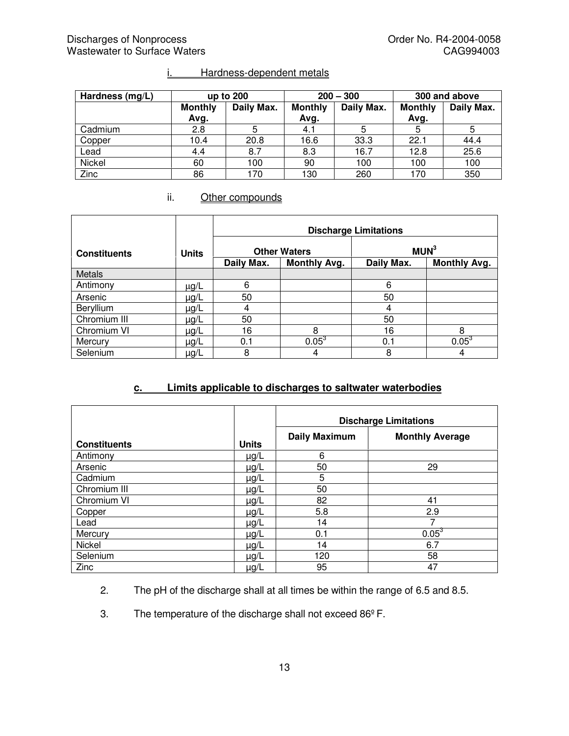i. Hardness-dependent metals

| Hardness (mg/L) | up to 200 | | 200 – 300 | | 300 and above | |
|---|---|---|---|---|---|---|
| | Monthly Avg. | Daily Max. | Monthly Avg. | Daily Max. | Monthly Avg. | Daily Max. |
| Cadmium | 2.8 | 5 | 4.1 | 5 | 5 | 5 |
| Copper | 10.4 | 20.8 | 16.6 | 33.3 | 22.1 | 44.4 |
| Lead | 4.4 | 8.7 | 8.3 | 16.7 | 12.8 | 25.6 |
| Nickel | 60 | 100 | 90 | 100 | 100 | 100 |
| Zinc | 86 | 170 | 130 | 260 | 170 | 350 |

ii. Other compounds

| Constituents | Units | Discharge Limitations | | | |
|---|---|---|---|---|---|
| | | Other Waters | | MUN[3] | |
| | | Daily Max. | Monthly Avg. | Daily Max. | Monthly Avg. |
| Metals | | | | | |
| Antimony | µg/L | 6 | | 6 | |
| Arsenic | µg/L | 50 | | 50 | |
| Beryllium | µg/L | 4 | | 4 | |
| Chromium III | µg/L | 50 | | 50 | |
| Chromium VI | µg/L | 16 | 8 | 16 | 8 |
| Mercury | µg/L | 0.1 | 0.05[3] | 0.1 | 0.05[3] |
| Selenium | µg/L | 8 | 4 | 8 | 4 |

### c. Limits applicable to discharges to saltwater waterbodies

| Constituents | Units | Discharge Limitations | |
|---|---|---|---|
| | | Daily Maximum | Monthly Average |
| Antimony | µg/L | 6 | |
| Arsenic | µg/L | 50 | 29 |
| Cadmium | µg/L | 5 | |
| Chromium III | µg/L | 50 | |
| Chromium VI | µg/L | 82 | 41 |
| Copper | µg/L | 5.8 | 2.9 |
| Lead | µg/L | 14 | 7 |
| Mercury | µg/L | 0.1 | 0.05[3] |
| Nickel | µg/L | 14 | 6.7 |
| Selenium | µg/L | 120 | 58 |
| Zinc | µg/L | 95 | 47 |

2. The pH of the discharge shall at all times be within the range of 6.5 and 8.5.

3. The temperature of the discharge shall not exceed 86º F.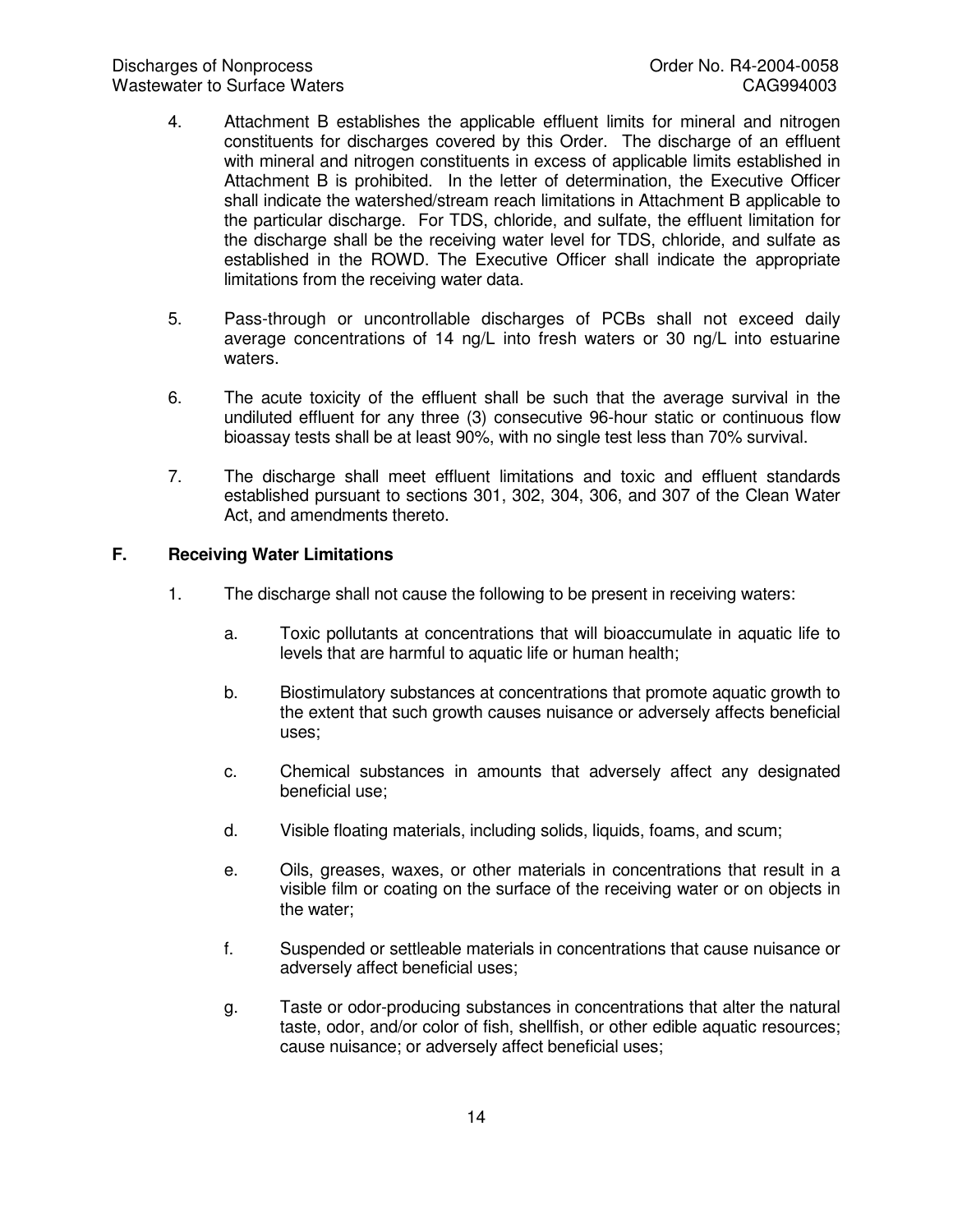4. Attachment B establishes the applicable effluent limits for mineral and nitrogen constituents for discharges covered by this Order. The discharge of an effluent with mineral and nitrogen constituents in excess of applicable limits established in Attachment B is prohibited. In the letter of determination, the Executive Officer shall indicate the watershed/stream reach limitations in Attachment B applicable to the particular discharge. For TDS, chloride, and sulfate, the effluent limitation for the discharge shall be the receiving water level for TDS, chloride, and sulfate as established in the ROWD. The Executive Officer shall indicate the appropriate limitations from the receiving water data.

5. Pass-through or uncontrollable discharges of PCBs shall not exceed daily average concentrations of 14 ng/L into fresh waters or 30 ng/L into estuarine waters.

6. The acute toxicity of the effluent shall be such that the average survival in the undiluted effluent for any three (3) consecutive 96-hour static or continuous flow bioassay tests shall be at least 90%, with no single test less than 70% survival.

7. The discharge shall meet effluent limitations and toxic and effluent standards established pursuant to sections 301, 302, 304, 306, and 307 of the Clean Water Act, and amendments thereto.

## F. Receiving Water Limitations

1. The discharge shall not cause the following to be present in receiving waters:

   a. Toxic pollutants at concentrations that will bioaccumulate in aquatic life to levels that are harmful to aquatic life or human health;

   b. Biostimulatory substances at concentrations that promote aquatic growth to the extent that such growth causes nuisance or adversely affects beneficial uses;

   c. Chemical substances in amounts that adversely affect any designated beneficial use;

   d. Visible floating materials, including solids, liquids, foams, and scum;

   e. Oils, greases, waxes, or other materials in concentrations that result in a visible film or coating on the surface of the receiving water or on objects in the water;

   f. Suspended or settleable materials in concentrations that cause nuisance or adversely affect beneficial uses;

   g. Taste or odor-producing substances in concentrations that alter the natural taste, odor, and/or color of fish, shellfish, or other edible aquatic resources; cause nuisance; or adversely affect beneficial uses;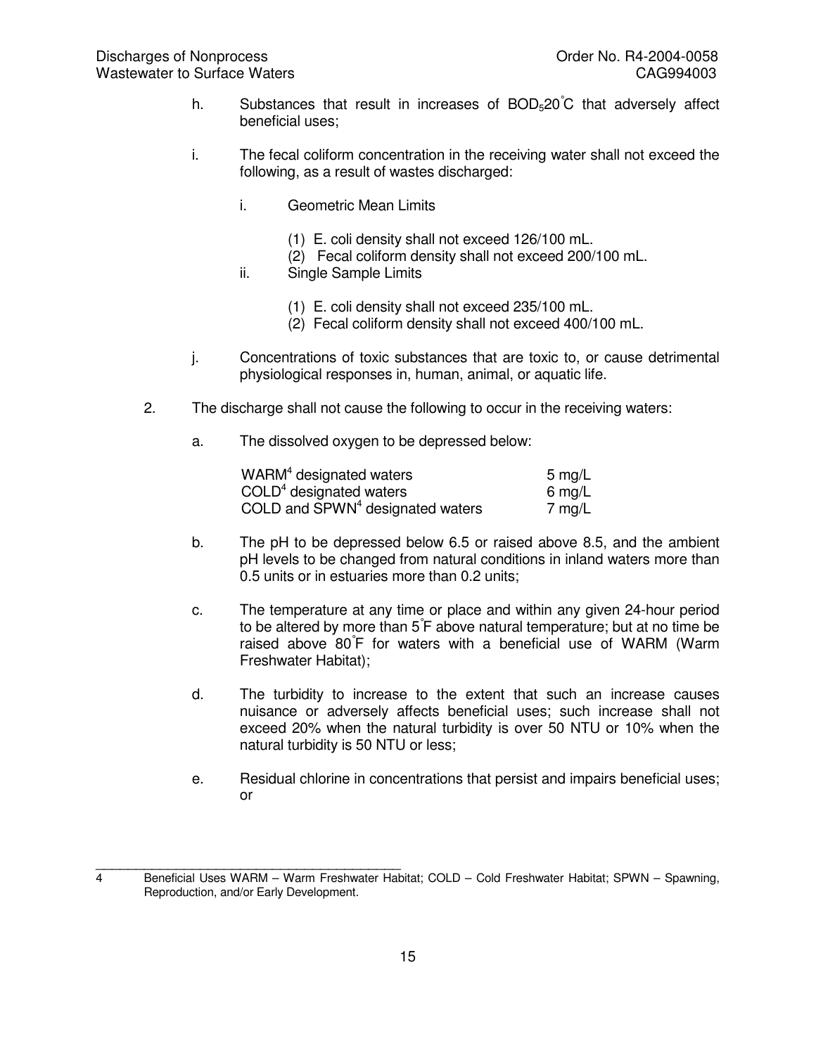h. Substances that result in increases of $BOD_5 20^{\circ}C$ that adversely affect beneficial uses;

i. The fecal coliform concentration in the receiving water shall not exceed the following, as a result of wastes discharged:

   i. Geometric Mean Limits

      (1) E. coli density shall not exceed 126/100 mL.
      (2) Fecal coliform density shall not exceed 200/100 mL.

   ii. Single Sample Limits

      (1) E. coli density shall not exceed 235/100 mL.
      (2) Fecal coliform density shall not exceed 400/100 mL.

j. Concentrations of toxic substances that are toxic to, or cause detrimental physiological responses in, human, animal, or aquatic life.

2. The discharge shall not cause the following to occur in the receiving waters:

   a. The dissolved oxygen to be depressed below:

| | |
|---|---|
| WARM[4] designated waters | 5 mg/L |
| COLD[4] designated waters | 6 mg/L |
| COLD and SPWN[4] designated waters | 7 mg/L |

   b. The pH to be depressed below 6.5 or raised above 8.5, and the ambient pH levels to be changed from natural conditions in inland waters more than 0.5 units or in estuaries more than 0.2 units;

   c. The temperature at any time or place and within any given 24-hour period to be altered by more than $5^{\circ}F$ above natural temperature; but at no time be raised above $80^{\circ}F$ for waters with a beneficial use of WARM (Warm Freshwater Habitat);

   d. The turbidity to increase to the extent that such an increase causes nuisance or adversely affects beneficial uses; such increase shall not exceed 20% when the natural turbidity is over 50 NTU or 10% when the natural turbidity is 50 NTU or less;

   e. Residual chlorine in concentrations that persist and impairs beneficial uses; or

---

4 Beneficial Uses WARM – Warm Freshwater Habitat; COLD – Cold Freshwater Habitat; SPWN – Spawning, Reproduction, and/or Early Development.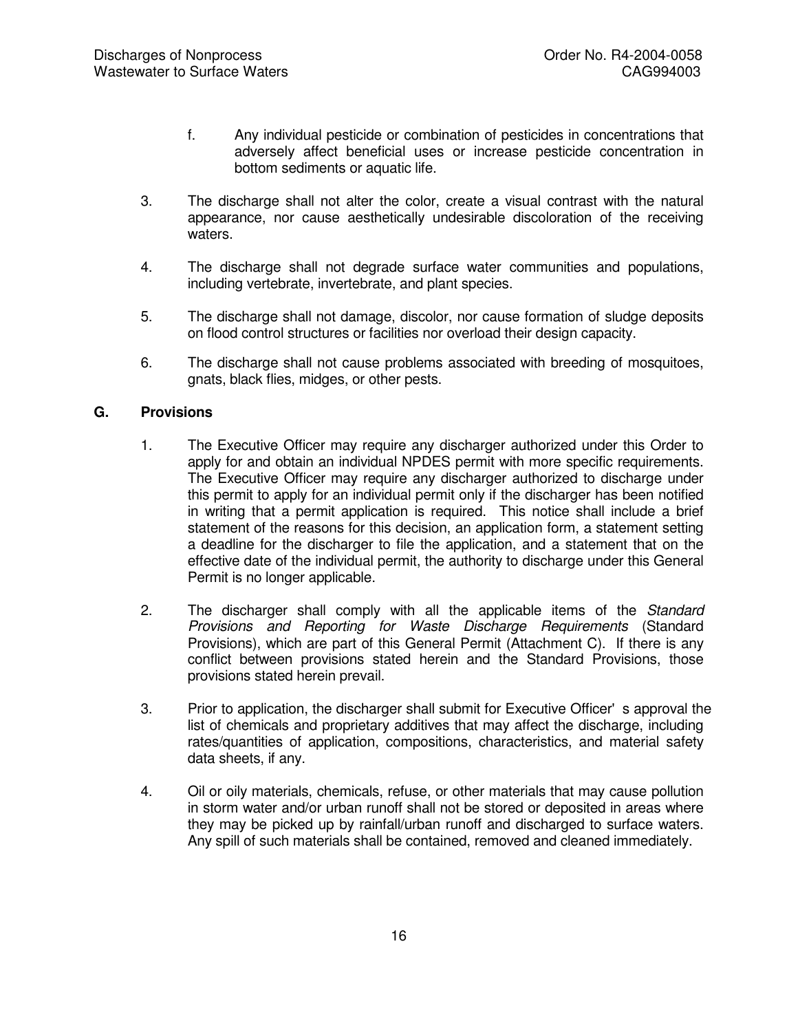f. Any individual pesticide or combination of pesticides in concentrations that adversely affect beneficial uses or increase pesticide concentration in bottom sediments or aquatic life.

3. The discharge shall not alter the color, create a visual contrast with the natural appearance, nor cause aesthetically undesirable discoloration of the receiving waters.

4. The discharge shall not degrade surface water communities and populations, including vertebrate, invertebrate, and plant species.

5. The discharge shall not damage, discolor, nor cause formation of sludge deposits on flood control structures or facilities nor overload their design capacity.

6. The discharge shall not cause problems associated with breeding of mosquitoes, gnats, black flies, midges, or other pests.

## G. Provisions

1. The Executive Officer may require any discharger authorized under this Order to apply for and obtain an individual NPDES permit with more specific requirements. The Executive Officer may require any discharger authorized to discharge under this permit to apply for an individual permit only if the discharger has been notified in writing that a permit application is required. This notice shall include a brief statement of the reasons for this decision, an application form, a statement setting a deadline for the discharger to file the application, and a statement that on the effective date of the individual permit, the authority to discharge under this General Permit is no longer applicable.

2. The discharger shall comply with all the applicable items of the *Standard Provisions and Reporting for Waste Discharge Requirements* (Standard Provisions), which are part of this General Permit (Attachment C). If there is any conflict between provisions stated herein and the Standard Provisions, those provisions stated herein prevail.

3. Prior to application, the discharger shall submit for Executive Officer' s approval the list of chemicals and proprietary additives that may affect the discharge, including rates/quantities of application, compositions, characteristics, and material safety data sheets, if any.

4. Oil or oily materials, chemicals, refuse, or other materials that may cause pollution in storm water and/or urban runoff shall not be stored or deposited in areas where they may be picked up by rainfall/urban runoff and discharged to surface waters. Any spill of such materials shall be contained, removed and cleaned immediately.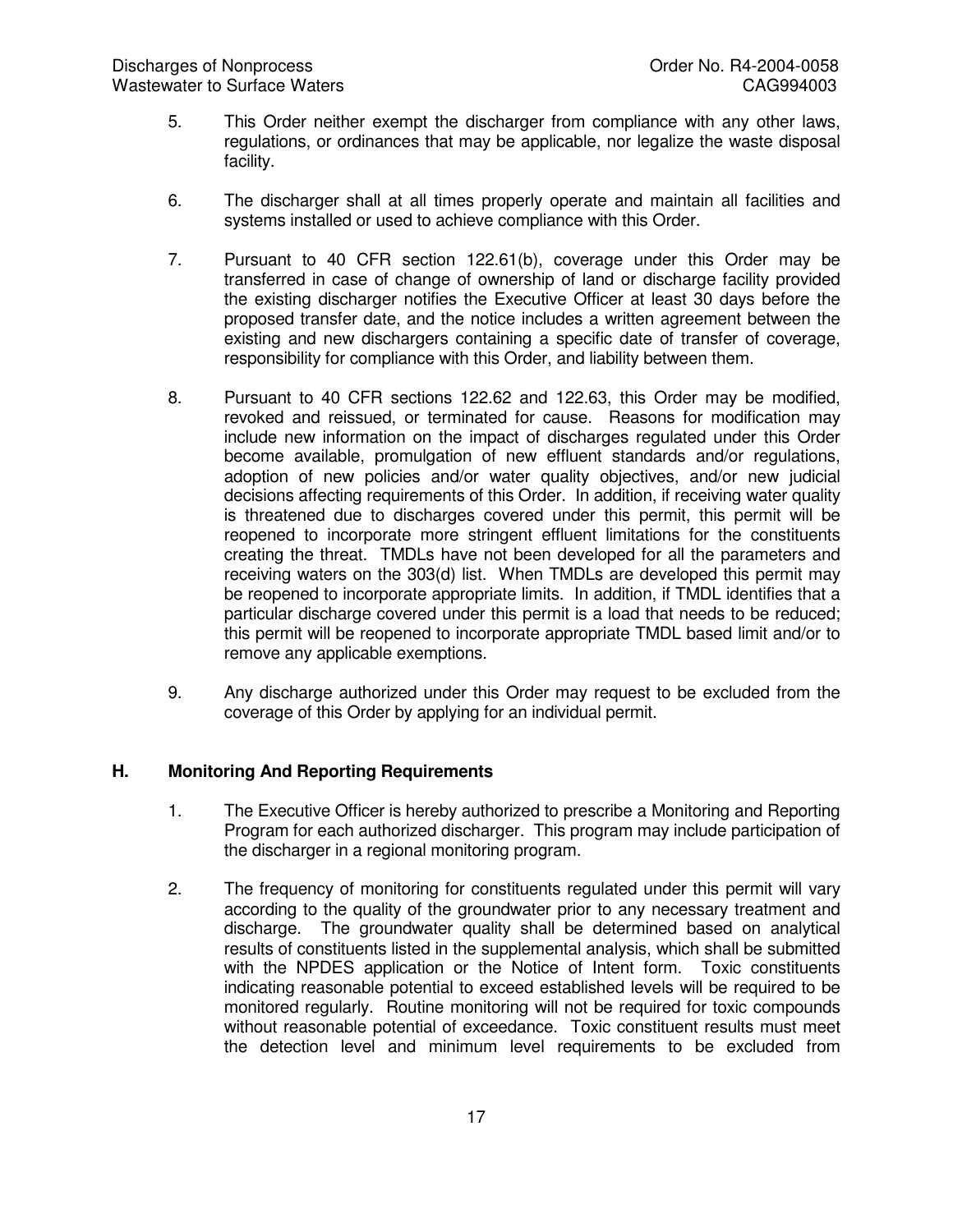5. This Order neither exempt the discharger from compliance with any other laws, regulations, or ordinances that may be applicable, nor legalize the waste disposal facility.

6. The discharger shall at all times properly operate and maintain all facilities and systems installed or used to achieve compliance with this Order.

7. Pursuant to 40 CFR section 122.61(b), coverage under this Order may be transferred in case of change of ownership of land or discharge facility provided the existing discharger notifies the Executive Officer at least 30 days before the proposed transfer date, and the notice includes a written agreement between the existing and new dischargers containing a specific date of transfer of coverage, responsibility for compliance with this Order, and liability between them.

8. Pursuant to 40 CFR sections 122.62 and 122.63, this Order may be modified, revoked and reissued, or terminated for cause. Reasons for modification may include new information on the impact of discharges regulated under this Order become available, promulgation of new effluent standards and/or regulations, adoption of new policies and/or water quality objectives, and/or new judicial decisions affecting requirements of this Order. In addition, if receiving water quality is threatened due to discharges covered under this permit, this permit will be reopened to incorporate more stringent effluent limitations for the constituents creating the threat. TMDLs have not been developed for all the parameters and receiving waters on the 303(d) list. When TMDLs are developed this permit may be reopened to incorporate appropriate limits. In addition, if TMDL identifies that a particular discharge covered under this permit is a load that needs to be reduced; this permit will be reopened to incorporate appropriate TMDL based limit and/or to remove any applicable exemptions.

9. Any discharge authorized under this Order may request to be excluded from the coverage of this Order by applying for an individual permit.

## H. Monitoring And Reporting Requirements

1. The Executive Officer is hereby authorized to prescribe a Monitoring and Reporting Program for each authorized discharger. This program may include participation of the discharger in a regional monitoring program.

2. The frequency of monitoring for constituents regulated under this permit will vary according to the quality of the groundwater prior to any necessary treatment and discharge. The groundwater quality shall be determined based on analytical results of constituents listed in the supplemental analysis, which shall be submitted with the NPDES application or the Notice of Intent form. Toxic constituents indicating reasonable potential to exceed established levels will be required to be monitored regularly. Routine monitoring will not be required for toxic compounds without reasonable potential of exceedance. Toxic constituent results must meet the detection level and minimum level requirements to be excluded from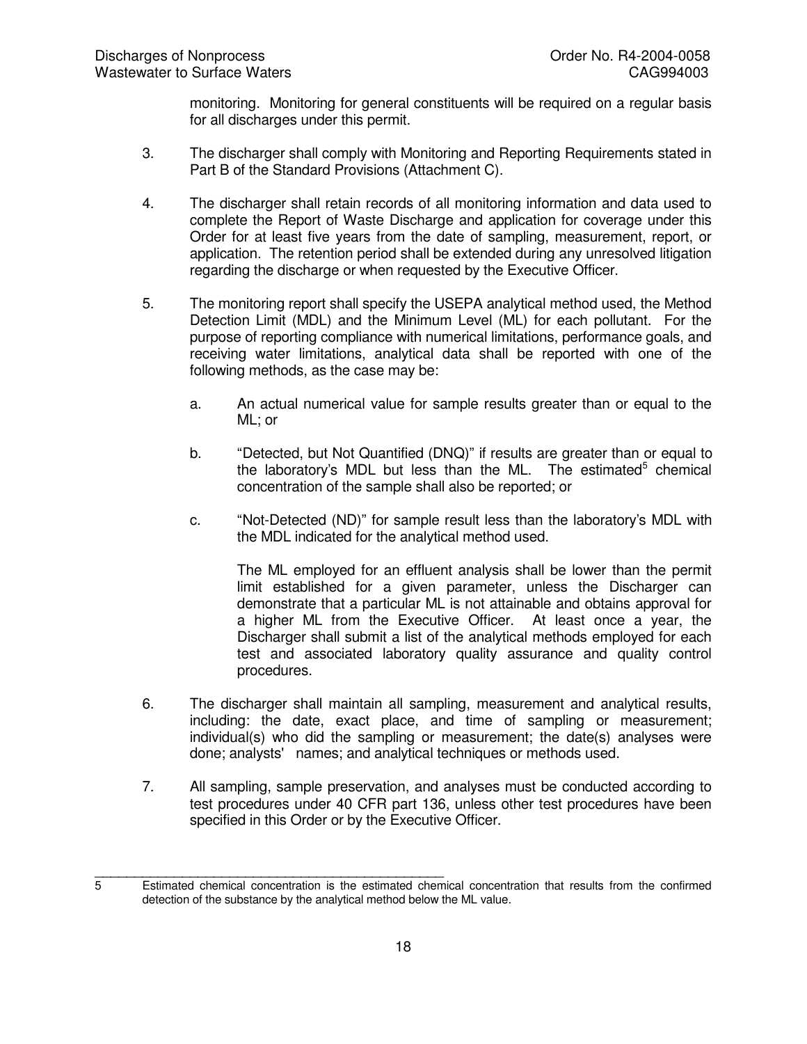monitoring. Monitoring for general constituents will be required on a regular basis for all discharges under this permit.

3. The discharger shall comply with Monitoring and Reporting Requirements stated in Part B of the Standard Provisions (Attachment C).

4. The discharger shall retain records of all monitoring information and data used to complete the Report of Waste Discharge and application for coverage under this Order for at least five years from the date of sampling, measurement, report, or application. The retention period shall be extended during any unresolved litigation regarding the discharge or when requested by the Executive Officer.

5. The monitoring report shall specify the USEPA analytical method used, the Method Detection Limit (MDL) and the Minimum Level (ML) for each pollutant. For the purpose of reporting compliance with numerical limitations, performance goals, and receiving water limitations, analytical data shall be reported with one of the following methods, as the case may be:

   a. An actual numerical value for sample results greater than or equal to the ML; or

   b. "Detected, but Not Quantified (DNQ)" if results are greater than or equal to the laboratory's MDL but less than the ML. The estimated[5] chemical concentration of the sample shall also be reported; or

   c. "Not-Detected (ND)" for sample result less than the laboratory's MDL with the MDL indicated for the analytical method used.

   The ML employed for an effluent analysis shall be lower than the permit limit established for a given parameter, unless the Discharger can demonstrate that a particular ML is not attainable and obtains approval for a higher ML from the Executive Officer. At least once a year, the Discharger shall submit a list of the analytical methods employed for each test and associated laboratory quality assurance and quality control procedures.

6. The discharger shall maintain all sampling, measurement and analytical results, including: the date, exact place, and time of sampling or measurement; individual(s) who did the sampling or measurement; the date(s) analyses were done; analysts' names; and analytical techniques or methods used.

7. All sampling, sample preservation, and analyses must be conducted according to test procedures under 40 CFR part 136, unless other test procedures have been specified in this Order or by the Executive Officer.

---

5 Estimated chemical concentration is the estimated chemical concentration that results from the confirmed detection of the substance by the analytical method below the ML value.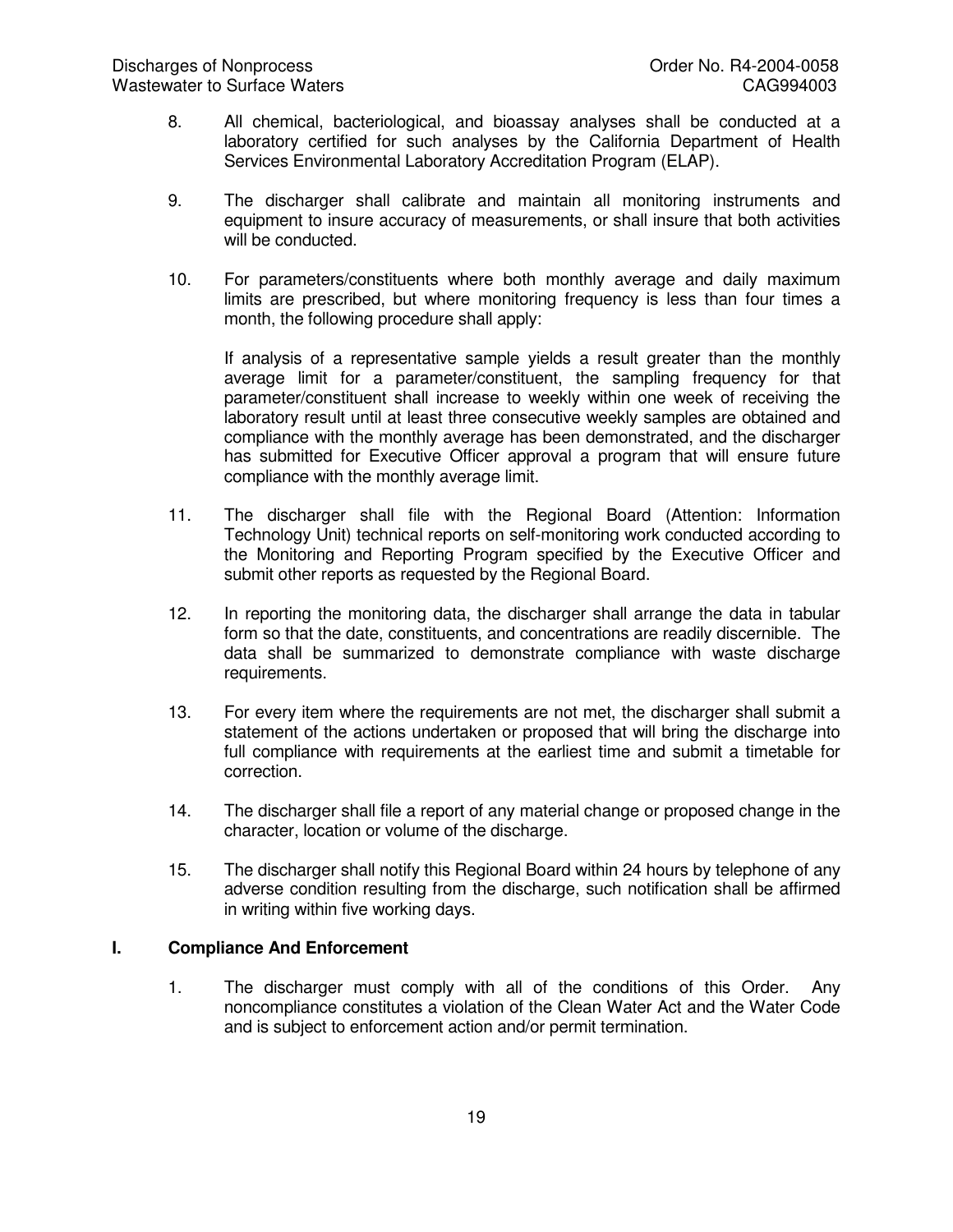8. All chemical, bacteriological, and bioassay analyses shall be conducted at a laboratory certified for such analyses by the California Department of Health Services Environmental Laboratory Accreditation Program (ELAP).

9. The discharger shall calibrate and maintain all monitoring instruments and equipment to insure accuracy of measurements, or shall insure that both activities will be conducted.

10. For parameters/constituents where both monthly average and daily maximum limits are prescribed, but where monitoring frequency is less than four times a month, the following procedure shall apply:

    If analysis of a representative sample yields a result greater than the monthly average limit for a parameter/constituent, the sampling frequency for that parameter/constituent shall increase to weekly within one week of receiving the laboratory result until at least three consecutive weekly samples are obtained and compliance with the monthly average has been demonstrated, and the discharger has submitted for Executive Officer approval a program that will ensure future compliance with the monthly average limit.

11. The discharger shall file with the Regional Board (Attention: Information Technology Unit) technical reports on self-monitoring work conducted according to the Monitoring and Reporting Program specified by the Executive Officer and submit other reports as requested by the Regional Board.

12. In reporting the monitoring data, the discharger shall arrange the data in tabular form so that the date, constituents, and concentrations are readily discernible. The data shall be summarized to demonstrate compliance with waste discharge requirements.

13. For every item where the requirements are not met, the discharger shall submit a statement of the actions undertaken or proposed that will bring the discharge into full compliance with requirements at the earliest time and submit a timetable for correction.

14. The discharger shall file a report of any material change or proposed change in the character, location or volume of the discharge.

15. The discharger shall notify this Regional Board within 24 hours by telephone of any adverse condition resulting from the discharge, such notification shall be affirmed in writing within five working days.

## I. Compliance And Enforcement

1. The discharger must comply with all of the conditions of this Order. Any noncompliance constitutes a violation of the Clean Water Act and the Water Code and is subject to enforcement action and/or permit termination.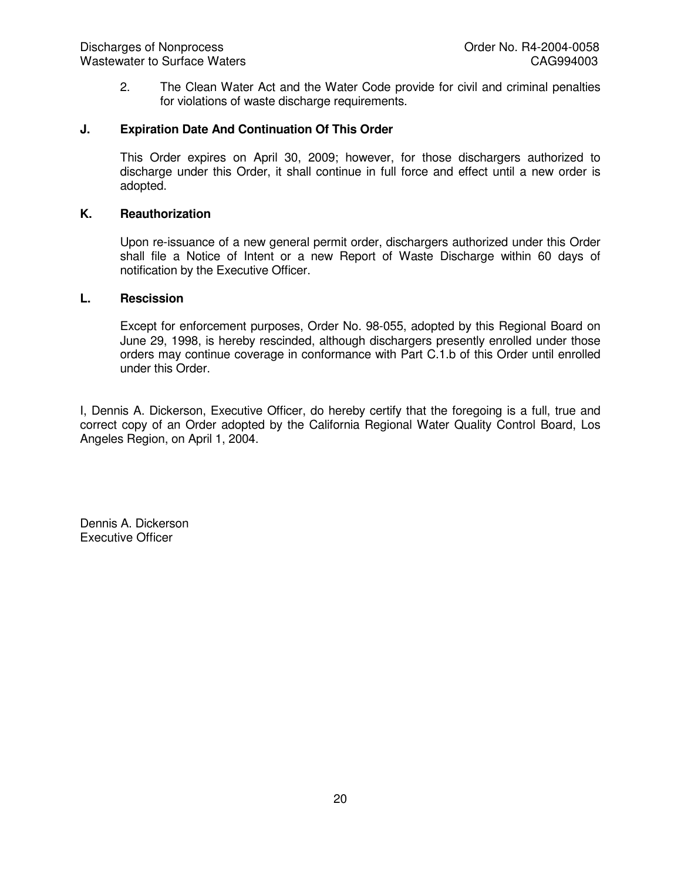2. The Clean Water Act and the Water Code provide for civil and criminal penalties for violations of waste discharge requirements.

### J. Expiration Date And Continuation Of This Order

This Order expires on April 30, 2009; however, for those dischargers authorized to discharge under this Order, it shall continue in full force and effect until a new order is adopted.

### K. Reauthorization

Upon re-issuance of a new general permit order, dischargers authorized under this Order shall file a Notice of Intent or a new Report of Waste Discharge within 60 days of notification by the Executive Officer.

### L. Rescission

Except for enforcement purposes, Order No. 98-055, adopted by this Regional Board on June 29, 1998, is hereby rescinded, although dischargers presently enrolled under those orders may continue coverage in conformance with Part C.1.b of this Order until enrolled under this Order.

I, Dennis A. Dickerson, Executive Officer, do hereby certify that the foregoing is a full, true and correct copy of an Order adopted by the California Regional Water Quality Control Board, Los Angeles Region, on April 1, 2004.

Dennis A. Dickerson
Executive Officer